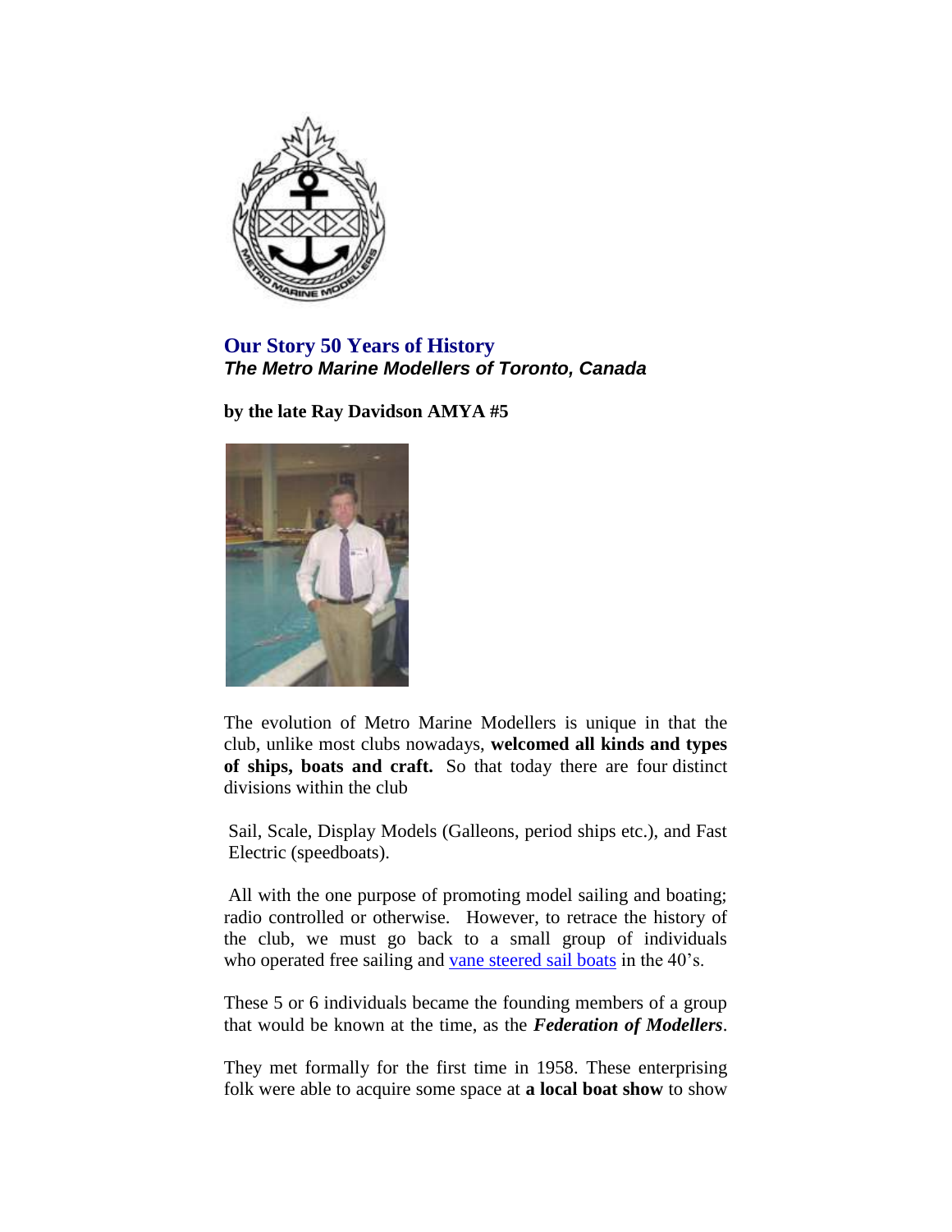## Our Story 50 Years of History

***The Metro Marine Modellers of Toronto, Canada***

**by the late Ray Davidson AMYA #5**

The evolution of Metro Marine Modellers is unique in that the club, unlike most clubs nowadays, **welcomed all kinds and types of ships, boats and craft.** So that today there are four distinct divisions within the club

Sail, Scale, Display Models (Galleons, period ships etc.), and Fast Electric (speedboats).

All with the one purpose of promoting model sailing and boating; radio controlled or otherwise. However, to retrace the history of the club, we must go back to a small group of individuals who operated free sailing and vane steered sail boats in the 40's.

These 5 or 6 individuals became the founding members of a group that would be known at the time, as the ***Federation of Modellers***.

They met formally for the first time in 1958. These enterprising folk were able to acquire some space at **a local boat show** to show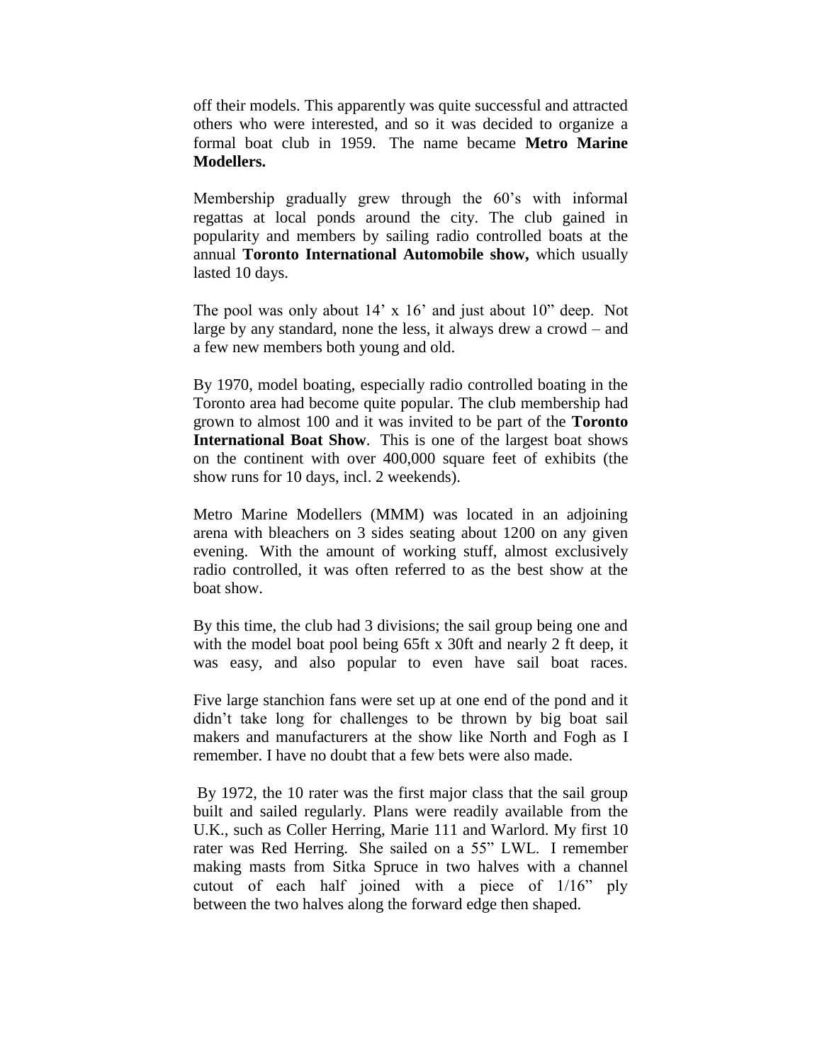off their models. This apparently was quite successful and attracted others who were interested, and so it was decided to organize a formal boat club in 1959. The name became **Metro Marine Modellers.**

Membership gradually grew through the 60's with informal regattas at local ponds around the city. The club gained in popularity and members by sailing radio controlled boats at the annual **Toronto International Automobile show,** which usually lasted 10 days.

The pool was only about 14' x 16' and just about 10" deep. Not large by any standard, none the less, it always drew a crowd – and a few new members both young and old.

By 1970, model boating, especially radio controlled boating in the Toronto area had become quite popular. The club membership had grown to almost 100 and it was invited to be part of the **Toronto International Boat Show**. This is one of the largest boat shows on the continent with over 400,000 square feet of exhibits (the show runs for 10 days, incl. 2 weekends).

Metro Marine Modellers (MMM) was located in an adjoining arena with bleachers on 3 sides seating about 1200 on any given evening. With the amount of working stuff, almost exclusively radio controlled, it was often referred to as the best show at the boat show.

By this time, the club had 3 divisions; the sail group being one and with the model boat pool being 65ft x 30ft and nearly 2 ft deep, it was easy, and also popular to even have sail boat races.

Five large stanchion fans were set up at one end of the pond and it didn't take long for challenges to be thrown by big boat sail makers and manufacturers at the show like North and Fogh as I remember. I have no doubt that a few bets were also made.

By 1972, the 10 rater was the first major class that the sail group built and sailed regularly. Plans were readily available from the U.K., such as Coller Herring, Marie 111 and Warlord. My first 10 rater was Red Herring. She sailed on a 55" LWL. I remember making masts from Sitka Spruce in two halves with a channel cutout of each half joined with a piece of 1/16" ply between the two halves along the forward edge then shaped.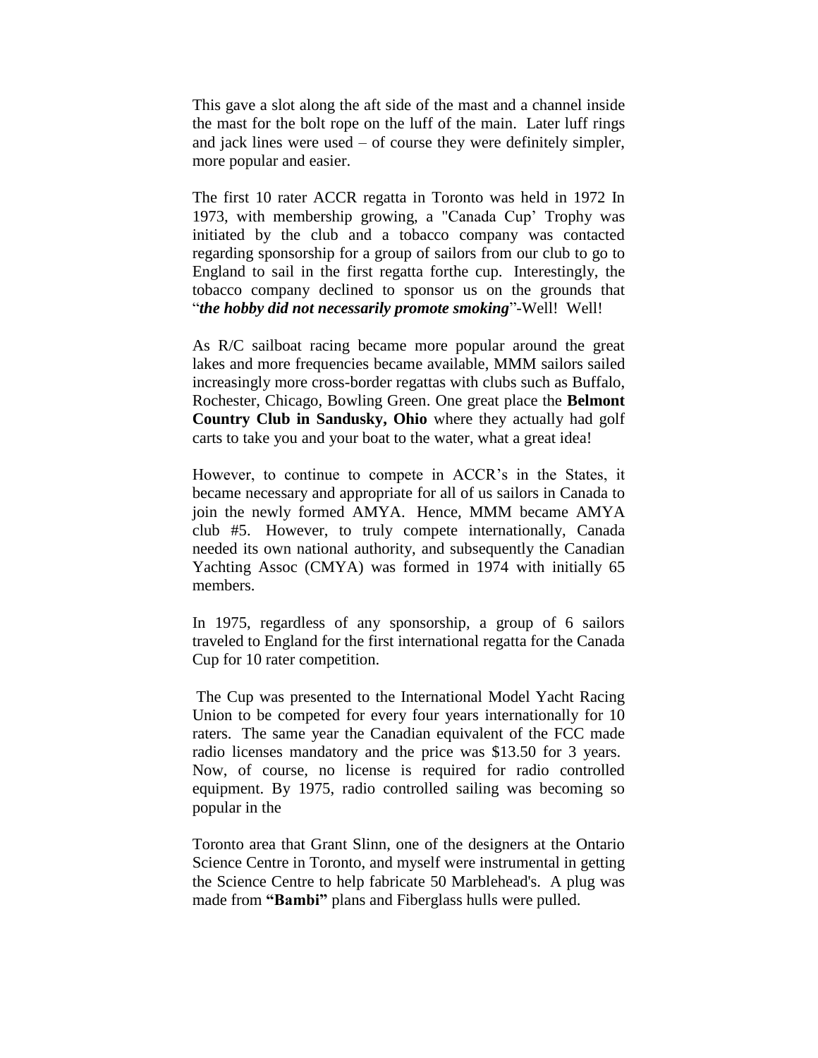This gave a slot along the aft side of the mast and a channel inside the mast for the bolt rope on the luff of the main. Later luff rings and jack lines were used – of course they were definitely simpler, more popular and easier.

The first 10 rater ACCR regatta in Toronto was held in 1972 In 1973, with membership growing, a "Canada Cup' Trophy was initiated by the club and a tobacco company was contacted regarding sponsorship for a group of sailors from our club to go to England to sail in the first regatta forthe cup. Interestingly, the tobacco company declined to sponsor us on the grounds that "***the hobby did not necessarily promote smoking***"-Well! Well!

As R/C sailboat racing became more popular around the great lakes and more frequencies became available, MMM sailors sailed increasingly more cross-border regattas with clubs such as Buffalo, Rochester, Chicago, Bowling Green. One great place the **Belmont Country Club in Sandusky, Ohio** where they actually had golf carts to take you and your boat to the water, what a great idea!

However, to continue to compete in ACCR's in the States, it became necessary and appropriate for all of us sailors in Canada to join the newly formed AMYA. Hence, MMM became AMYA club #5. However, to truly compete internationally, Canada needed its own national authority, and subsequently the Canadian Yachting Assoc (CMYA) was formed in 1974 with initially 65 members.

In 1975, regardless of any sponsorship, a group of 6 sailors traveled to England for the first international regatta for the Canada Cup for 10 rater competition.

The Cup was presented to the International Model Yacht Racing Union to be competed for every four years internationally for 10 raters. The same year the Canadian equivalent of the FCC made radio licenses mandatory and the price was $13.50 for 3 years. Now, of course, no license is required for radio controlled equipment. By 1975, radio controlled sailing was becoming so popular in the

Toronto area that Grant Slinn, one of the designers at the Ontario Science Centre in Toronto, and myself were instrumental in getting the Science Centre to help fabricate 50 Marblehead's. A plug was made from **"Bambi"** plans and Fiberglass hulls were pulled.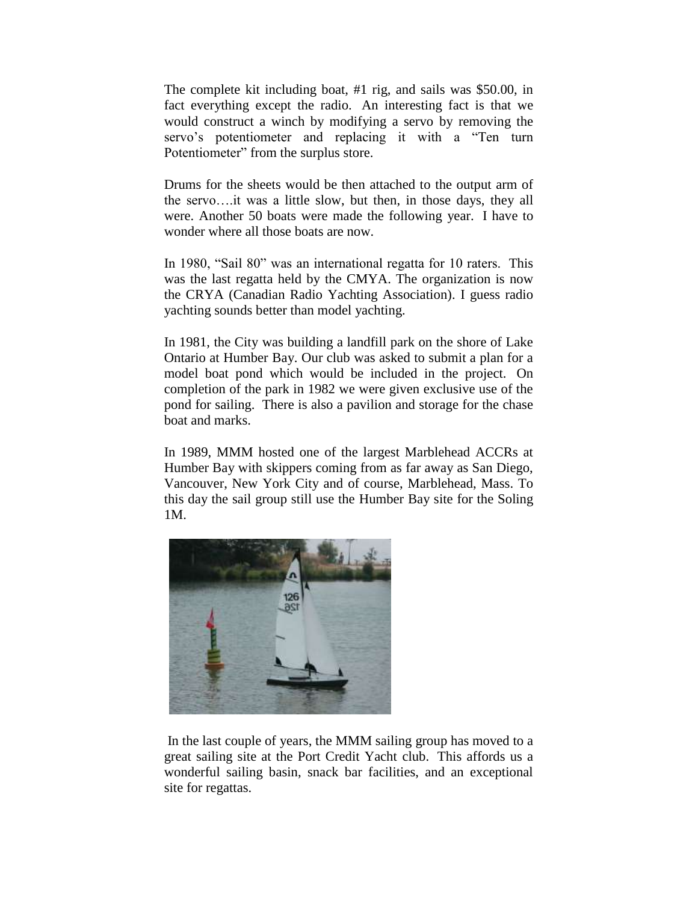The complete kit including boat, #1 rig, and sails was $50.00, in fact everything except the radio. An interesting fact is that we would construct a winch by modifying a servo by removing the servo's potentiometer and replacing it with a "Ten turn Potentiometer" from the surplus store.

Drums for the sheets would be then attached to the output arm of the servo….it was a little slow, but then, in those days, they all were. Another 50 boats were made the following year. I have to wonder where all those boats are now.

In 1980, "Sail 80" was an international regatta for 10 raters. This was the last regatta held by the CMYA. The organization is now the CRYA (Canadian Radio Yachting Association). I guess radio yachting sounds better than model yachting.

In 1981, the City was building a landfill park on the shore of Lake Ontario at Humber Bay. Our club was asked to submit a plan for a model boat pond which would be included in the project. On completion of the park in 1982 we were given exclusive use of the pond for sailing. There is also a pavilion and storage for the chase boat and marks.

In 1989, MMM hosted one of the largest Marblehead ACCRs at Humber Bay with skippers coming from as far away as San Diego, Vancouver, New York City and of course, Marblehead, Mass. To this day the sail group still use the Humber Bay site for the Soling 1M.

In the last couple of years, the MMM sailing group has moved to a great sailing site at the Port Credit Yacht club. This affords us a wonderful sailing basin, snack bar facilities, and an exceptional site for regattas.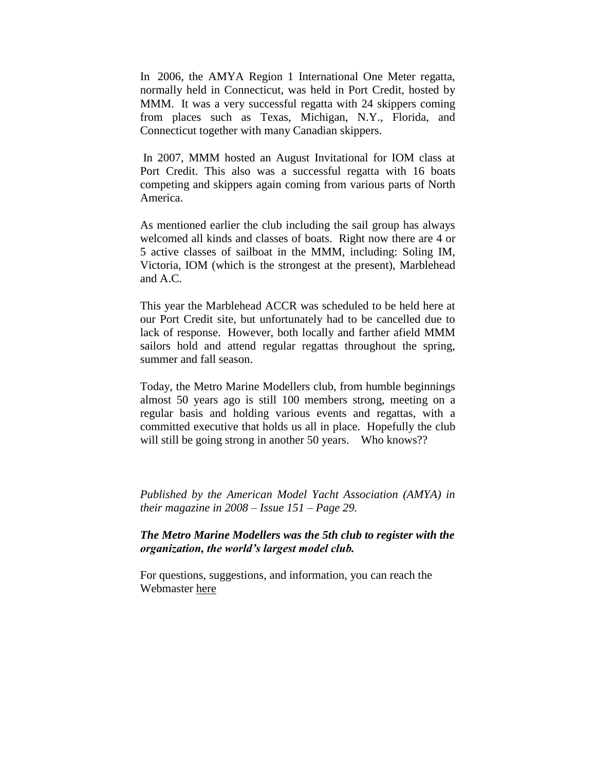In 2006, the AMYA Region 1 International One Meter regatta, normally held in Connecticut, was held in Port Credit, hosted by MMM. It was a very successful regatta with 24 skippers coming from places such as Texas, Michigan, N.Y., Florida, and Connecticut together with many Canadian skippers.

In 2007, MMM hosted an August Invitational for IOM class at Port Credit. This also was a successful regatta with 16 boats competing and skippers again coming from various parts of North America.

As mentioned earlier the club including the sail group has always welcomed all kinds and classes of boats. Right now there are 4 or 5 active classes of sailboat in the MMM, including: Soling IM, Victoria, IOM (which is the strongest at the present), Marblehead and A.C.

This year the Marblehead ACCR was scheduled to be held here at our Port Credit site, but unfortunately had to be cancelled due to lack of response. However, both locally and farther afield MMM sailors hold and attend regular regattas throughout the spring, summer and fall season.

Today, the Metro Marine Modellers club, from humble beginnings almost 50 years ago is still 100 members strong, meeting on a regular basis and holding various events and regattas, with a committed executive that holds us all in place. Hopefully the club will still be going strong in another 50 years. Who knows??

*Published by the American Model Yacht Association (AMYA) in their magazine in 2008 – Issue 151 – Page 29.*

***The Metro Marine Modellers was the 5th club to register with the organization, the world's largest model club.***

For questions, suggestions, and information, you can reach the Webmaster here